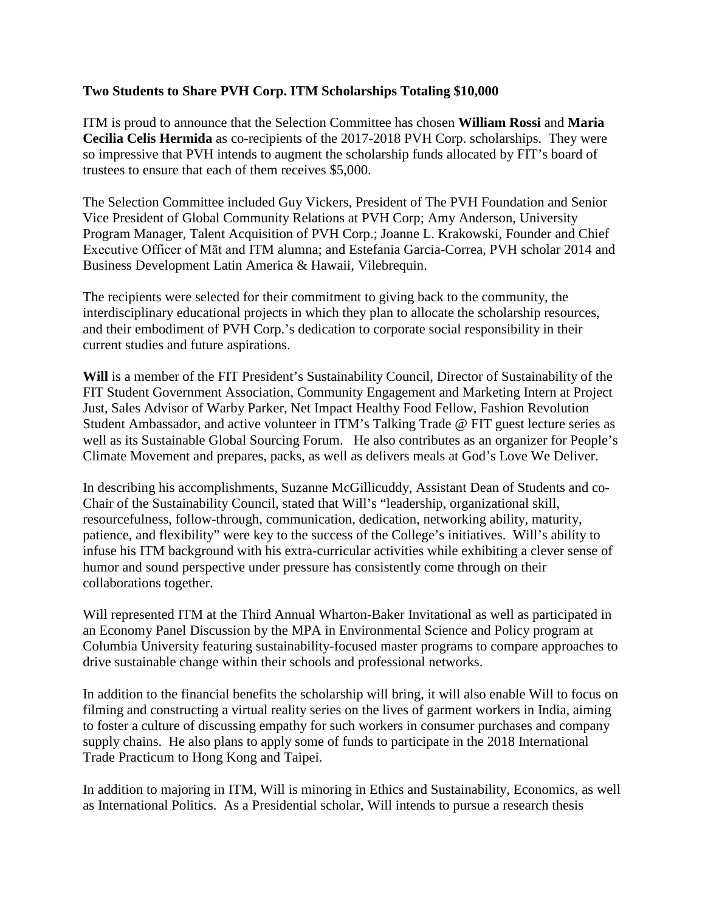**Two Students to Share PVH Corp. ITM Scholarships Totaling $10,000**

ITM is proud to announce that the Selection Committee has chosen **William Rossi** and **Maria Cecilia Celis Hermida** as co-recipients of the 2017-2018 PVH Corp. scholarships. They were so impressive that PVH intends to augment the scholarship funds allocated by FIT's board of trustees to ensure that each of them receives $5,000.

The Selection Committee included Guy Vickers, President of The PVH Foundation and Senior Vice President of Global Community Relations at PVH Corp; Amy Anderson, University Program Manager, Talent Acquisition of PVH Corp.; Joanne L. Krakowski, Founder and Chief Executive Officer of Māt and ITM alumna; and Estefania Garcia-Correa, PVH scholar 2014 and Business Development Latin America & Hawaii, Vilebrequin.

The recipients were selected for their commitment to giving back to the community, the interdisciplinary educational projects in which they plan to allocate the scholarship resources, and their embodiment of PVH Corp.'s dedication to corporate social responsibility in their current studies and future aspirations.

**Will** is a member of the FIT President's Sustainability Council, Director of Sustainability of the FIT Student Government Association, Community Engagement and Marketing Intern at Project Just, Sales Advisor of Warby Parker, Net Impact Healthy Food Fellow, Fashion Revolution Student Ambassador, and active volunteer in ITM's Talking Trade @ FIT guest lecture series as well as its Sustainable Global Sourcing Forum. He also contributes as an organizer for People's Climate Movement and prepares, packs, as well as delivers meals at God's Love We Deliver.

In describing his accomplishments, Suzanne McGillicuddy, Assistant Dean of Students and co-Chair of the Sustainability Council, stated that Will's "leadership, organizational skill, resourcefulness, follow-through, communication, dedication, networking ability, maturity, patience, and flexibility" were key to the success of the College's initiatives. Will's ability to infuse his ITM background with his extra-curricular activities while exhibiting a clever sense of humor and sound perspective under pressure has consistently come through on their collaborations together.

Will represented ITM at the Third Annual Wharton-Baker Invitational as well as participated in an Economy Panel Discussion by the MPA in Environmental Science and Policy program at Columbia University featuring sustainability-focused master programs to compare approaches to drive sustainable change within their schools and professional networks.

In addition to the financial benefits the scholarship will bring, it will also enable Will to focus on filming and constructing a virtual reality series on the lives of garment workers in India, aiming to foster a culture of discussing empathy for such workers in consumer purchases and company supply chains. He also plans to apply some of funds to participate in the 2018 International Trade Practicum to Hong Kong and Taipei.

In addition to majoring in ITM, Will is minoring in Ethics and Sustainability, Economics, as well as International Politics. As a Presidential scholar, Will intends to pursue a research thesis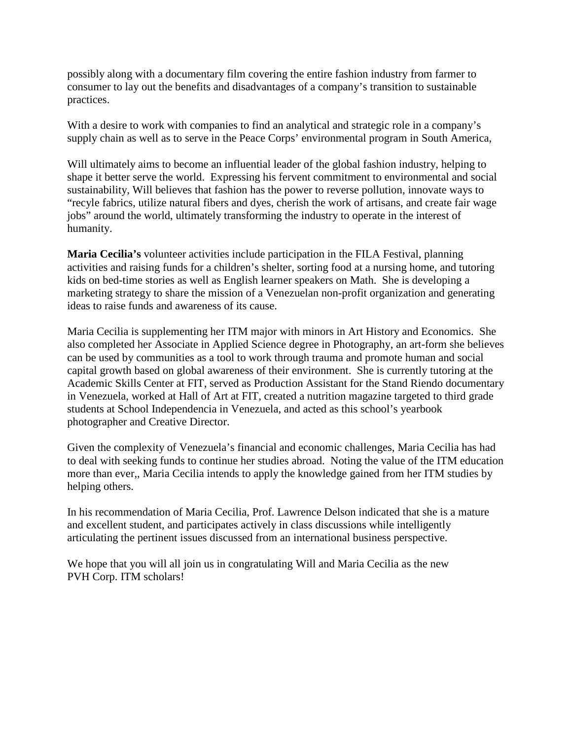possibly along with a documentary film covering the entire fashion industry from farmer to consumer to lay out the benefits and disadvantages of a company's transition to sustainable practices.

With a desire to work with companies to find an analytical and strategic role in a company's supply chain as well as to serve in the Peace Corps' environmental program in South America,

Will ultimately aims to become an influential leader of the global fashion industry, helping to shape it better serve the world. Expressing his fervent commitment to environmental and social sustainability, Will believes that fashion has the power to reverse pollution, innovate ways to "recyle fabrics, utilize natural fibers and dyes, cherish the work of artisans, and create fair wage jobs" around the world, ultimately transforming the industry to operate in the interest of humanity.

**Maria Cecilia's** volunteer activities include participation in the FILA Festival, planning activities and raising funds for a children's shelter, sorting food at a nursing home, and tutoring kids on bed-time stories as well as English learner speakers on Math. She is developing a marketing strategy to share the mission of a Venezuelan non-profit organization and generating ideas to raise funds and awareness of its cause.

Maria Cecilia is supplementing her ITM major with minors in Art History and Economics. She also completed her Associate in Applied Science degree in Photography, an art-form she believes can be used by communities as a tool to work through trauma and promote human and social capital growth based on global awareness of their environment. She is currently tutoring at the Academic Skills Center at FIT, served as Production Assistant for the Stand Riendo documentary in Venezuela, worked at Hall of Art at FIT, created a nutrition magazine targeted to third grade students at School Independencia in Venezuela, and acted as this school's yearbook photographer and Creative Director.

Given the complexity of Venezuela's financial and economic challenges, Maria Cecilia has had to deal with seeking funds to continue her studies abroad. Noting the value of the ITM education more than ever,, Maria Cecilia intends to apply the knowledge gained from her ITM studies by helping others.

In his recommendation of Maria Cecilia, Prof. Lawrence Delson indicated that she is a mature and excellent student, and participates actively in class discussions while intelligently articulating the pertinent issues discussed from an international business perspective.

We hope that you will all join us in congratulating Will and Maria Cecilia as the new PVH Corp. ITM scholars!